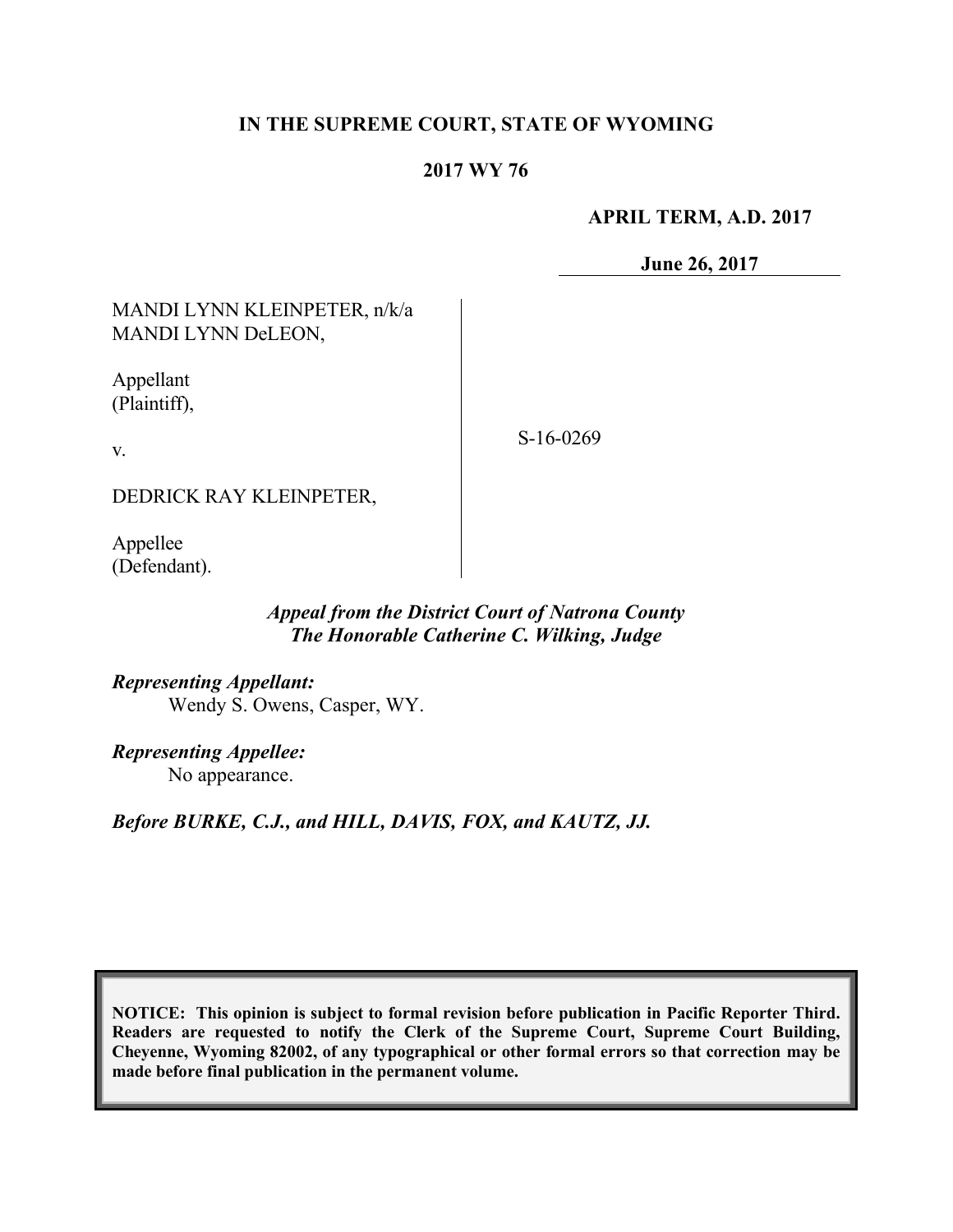**IN THE SUPREME COURT, STATE OF WYOMING**

**2017 WY 76**

**APRIL TERM, A.D. 2017**

**June 26, 2017**

MANDI LYNN KLEINPETER, n/k/a MANDI LYNN DeLEON,

Appellant (Plaintiff),

v.

DEDRICK RAY KLEINPETER,

Appellee (Defendant).

S-16-0269

*Appeal from the District Court of Natrona County*
*The Honorable Catherine C. Wilking, Judge*

***Representing Appellant:***
Wendy S. Owens, Casper, WY.

***Representing Appellee:***
No appearance.

***Before BURKE, C.J., and HILL, DAVIS, FOX, and KAUTZ, JJ.***

**NOTICE: This opinion is subject to formal revision before publication in Pacific Reporter Third. Readers are requested to notify the Clerk of the Supreme Court, Supreme Court Building, Cheyenne, Wyoming 82002, of any typographical or other formal errors so that correction may be made before final publication in the permanent volume.**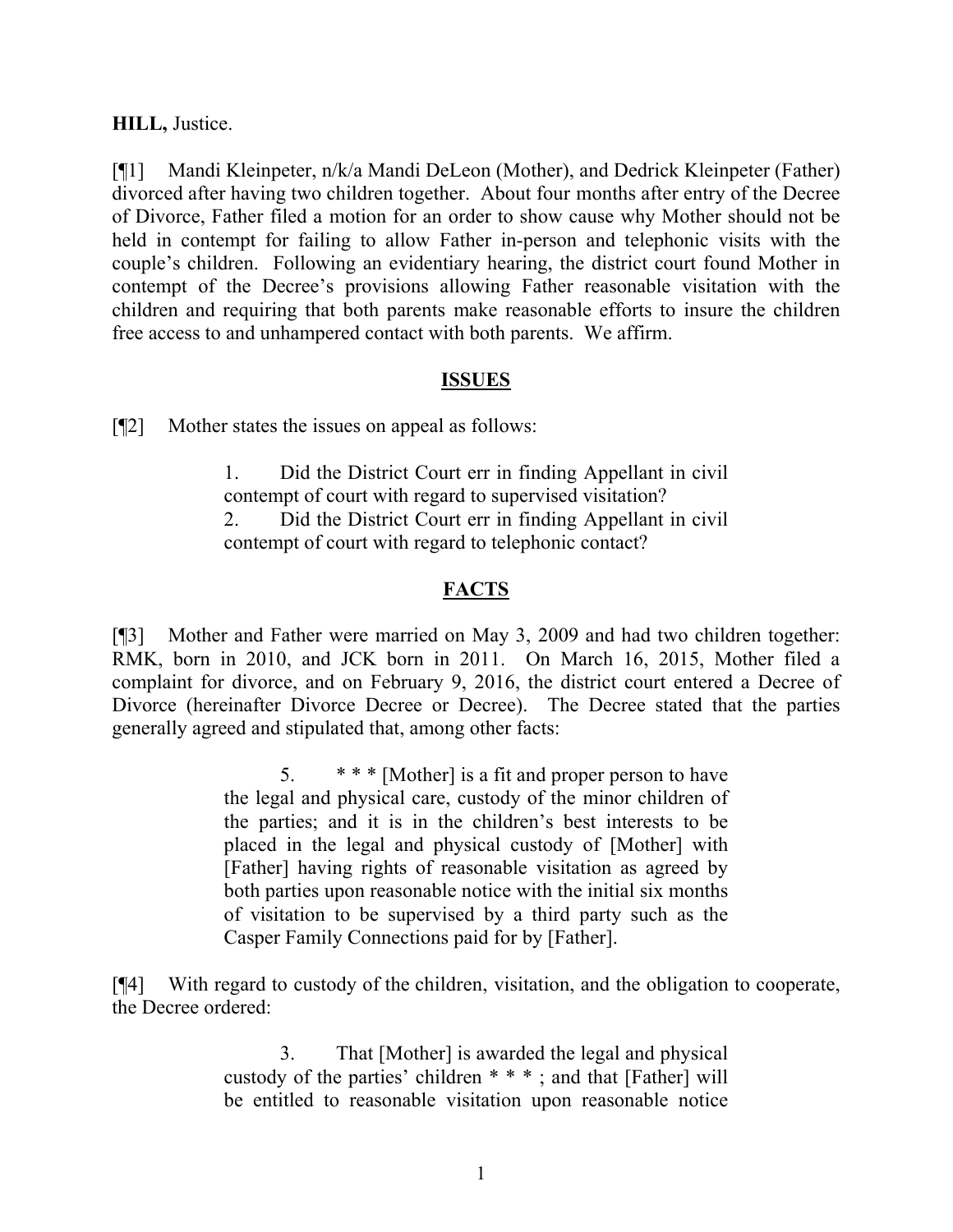**HILL,** Justice.

[¶1] Mandi Kleinpeter, n/k/a Mandi DeLeon (Mother), and Dedrick Kleinpeter (Father) divorced after having two children together. About four months after entry of the Decree of Divorce, Father filed a motion for an order to show cause why Mother should not be held in contempt for failing to allow Father in-person and telephonic visits with the couple's children. Following an evidentiary hearing, the district court found Mother in contempt of the Decree's provisions allowing Father reasonable visitation with the children and requiring that both parents make reasonable efforts to insure the children free access to and unhampered contact with both parents. We affirm.

## ISSUES

[¶2] Mother states the issues on appeal as follows:

> 1. Did the District Court err in finding Appellant in civil contempt of court with regard to supervised visitation?
> 2. Did the District Court err in finding Appellant in civil contempt of court with regard to telephonic contact?

## FACTS

[¶3] Mother and Father were married on May 3, 2009 and had two children together: RMK, born in 2010, and JCK born in 2011. On March 16, 2015, Mother filed a complaint for divorce, and on February 9, 2016, the district court entered a Decree of Divorce (hereinafter Divorce Decree or Decree). The Decree stated that the parties generally agreed and stipulated that, among other facts:

> 5. * * * [Mother] is a fit and proper person to have the legal and physical care, custody of the minor children of the parties; and it is in the children's best interests to be placed in the legal and physical custody of [Mother] with [Father] having rights of reasonable visitation as agreed by both parties upon reasonable notice with the initial six months of visitation to be supervised by a third party such as the Casper Family Connections paid for by [Father].

[¶4] With regard to custody of the children, visitation, and the obligation to cooperate, the Decree ordered:

> 3. That [Mother] is awarded the legal and physical custody of the parties' children * * * ; and that [Father] will be entitled to reasonable visitation upon reasonable notice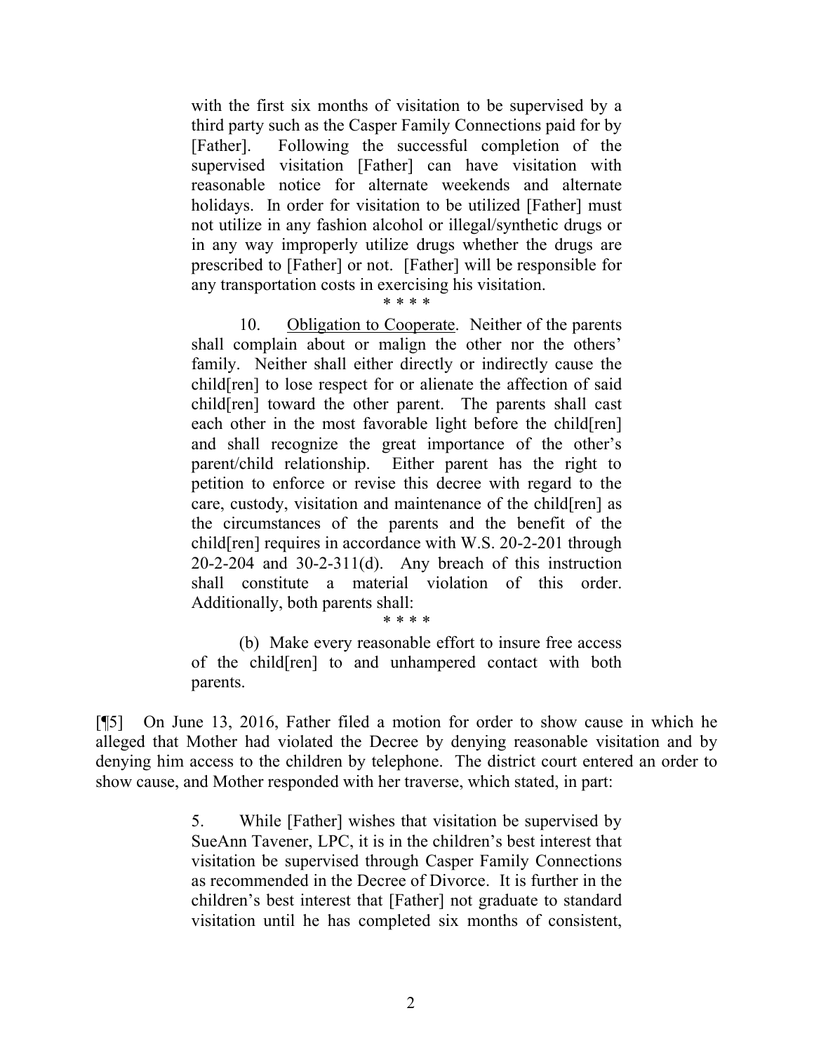> with the first six months of visitation to be supervised by a third party such as the Casper Family Connections paid for by [Father]. Following the successful completion of the supervised visitation [Father] can have visitation with reasonable notice for alternate weekends and alternate holidays. In order for visitation to be utilized [Father] must not utilize in any fashion alcohol or illegal/synthetic drugs or in any way improperly utilize drugs whether the drugs are prescribed to [Father] or not. [Father] will be responsible for any transportation costs in exercising his visitation.
>
> \* \* \* \*
>
> 10. Obligation to Cooperate. Neither of the parents shall complain about or malign the other nor the others' family. Neither shall either directly or indirectly cause the child[ren] to lose respect for or alienate the affection of said child[ren] toward the other parent. The parents shall cast each other in the most favorable light before the child[ren] and shall recognize the great importance of the other's parent/child relationship. Either parent has the right to petition to enforce or revise this decree with regard to the care, custody, visitation and maintenance of the child[ren] as the circumstances of the parents and the benefit of the child[ren] requires in accordance with W.S. 20-2-201 through 20-2-204 and 30-2-311(d). Any breach of this instruction shall constitute a material violation of this order. Additionally, both parents shall:
>
> \* \* \* \*
>
> (b) Make every reasonable effort to insure free access of the child[ren] to and unhampered contact with both parents.

[¶5] On June 13, 2016, Father filed a motion for order to show cause in which he alleged that Mother had violated the Decree by denying reasonable visitation and by denying him access to the children by telephone. The district court entered an order to show cause, and Mother responded with her traverse, which stated, in part:

> 5. While [Father] wishes that visitation be supervised by SueAnn Tavener, LPC, it is in the children's best interest that visitation be supervised through Casper Family Connections as recommended in the Decree of Divorce. It is further in the children's best interest that [Father] not graduate to standard visitation until he has completed six months of consistent,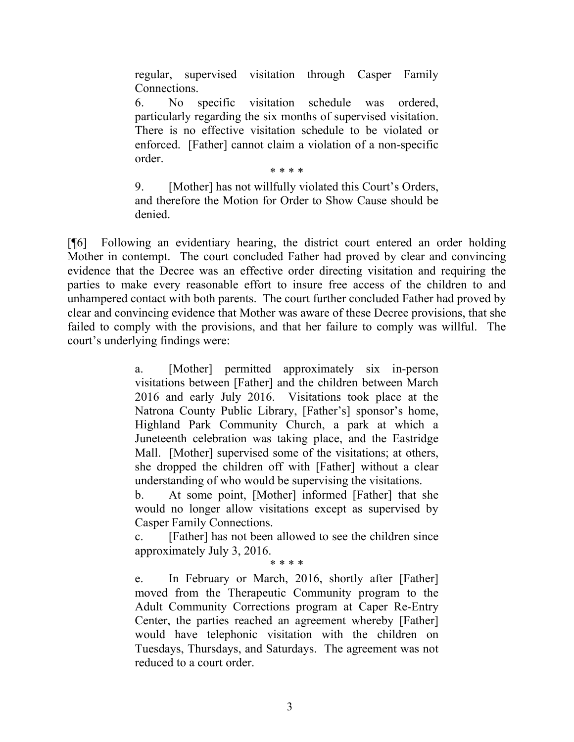> regular, supervised visitation through Casper Family Connections.
>
> 6. No specific visitation schedule was ordered, particularly regarding the six months of supervised visitation. There is no effective visitation schedule to be violated or enforced. [Father] cannot claim a violation of a non-specific order.
>
> \* \* \* \*
>
> 9. [Mother] has not willfully violated this Court's Orders, and therefore the Motion for Order to Show Cause should be denied.

[¶6] Following an evidentiary hearing, the district court entered an order holding Mother in contempt. The court concluded Father had proved by clear and convincing evidence that the Decree was an effective order directing visitation and requiring the parties to make every reasonable effort to insure free access of the children to and unhampered contact with both parents. The court further concluded Father had proved by clear and convincing evidence that Mother was aware of these Decree provisions, that she failed to comply with the provisions, and that her failure to comply was willful. The court's underlying findings were:

> a. [Mother] permitted approximately six in-person visitations between [Father] and the children between March 2016 and early July 2016. Visitations took place at the Natrona County Public Library, [Father's] sponsor's home, Highland Park Community Church, a park at which a Juneteenth celebration was taking place, and the Eastridge Mall. [Mother] supervised some of the visitations; at others, she dropped the children off with [Father] without a clear understanding of who would be supervising the visitations.
>
> b. At some point, [Mother] informed [Father] that she would no longer allow visitations except as supervised by Casper Family Connections.
>
> c. [Father] has not been allowed to see the children since approximately July 3, 2016.
>
> \* \* \* \*
>
> e. In February or March, 2016, shortly after [Father] moved from the Therapeutic Community program to the Adult Community Corrections program at Caper Re-Entry Center, the parties reached an agreement whereby [Father] would have telephonic visitation with the children on Tuesdays, Thursdays, and Saturdays. The agreement was not reduced to a court order.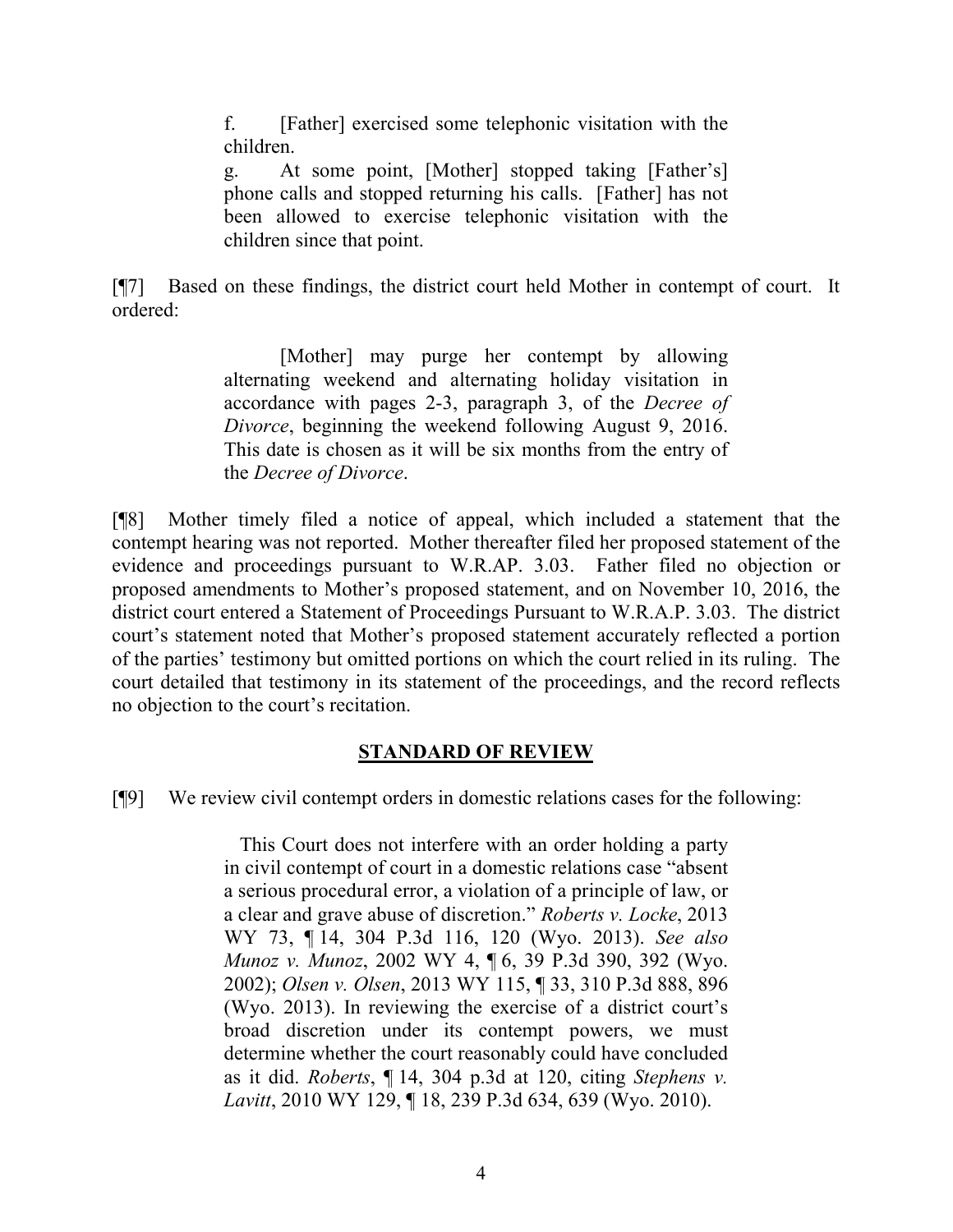> f. [Father] exercised some telephonic visitation with the children.
>
> g. At some point, [Mother] stopped taking [Father's] phone calls and stopped returning his calls. [Father] has not been allowed to exercise telephonic visitation with the children since that point.

[¶7] Based on these findings, the district court held Mother in contempt of court. It ordered:

> [Mother] may purge her contempt by allowing alternating weekend and alternating holiday visitation in accordance with pages 2-3, paragraph 3, of the *Decree of Divorce*, beginning the weekend following August 9, 2016. This date is chosen as it will be six months from the entry of the *Decree of Divorce*.

[¶8] Mother timely filed a notice of appeal, which included a statement that the contempt hearing was not reported. Mother thereafter filed her proposed statement of the evidence and proceedings pursuant to W.R.AP. 3.03. Father filed no objection or proposed amendments to Mother's proposed statement, and on November 10, 2016, the district court entered a Statement of Proceedings Pursuant to W.R.A.P. 3.03. The district court's statement noted that Mother's proposed statement accurately reflected a portion of the parties' testimony but omitted portions on which the court relied in its ruling. The court detailed that testimony in its statement of the proceedings, and the record reflects no objection to the court's recitation.

## STANDARD OF REVIEW

[¶9] We review civil contempt orders in domestic relations cases for the following:

> This Court does not interfere with an order holding a party in civil contempt of court in a domestic relations case "absent a serious procedural error, a violation of a principle of law, or a clear and grave abuse of discretion." *Roberts v. Locke*, 2013 WY 73, ¶ 14, 304 P.3d 116, 120 (Wyo. 2013). *See also Munoz v. Munoz*, 2002 WY 4, ¶ 6, 39 P.3d 390, 392 (Wyo. 2002); *Olsen v. Olsen*, 2013 WY 115, ¶ 33, 310 P.3d 888, 896 (Wyo. 2013). In reviewing the exercise of a district court's broad discretion under its contempt powers, we must determine whether the court reasonably could have concluded as it did. *Roberts*, ¶ 14, 304 p.3d at 120, citing *Stephens v. Lavitt*, 2010 WY 129, ¶ 18, 239 P.3d 634, 639 (Wyo. 2010).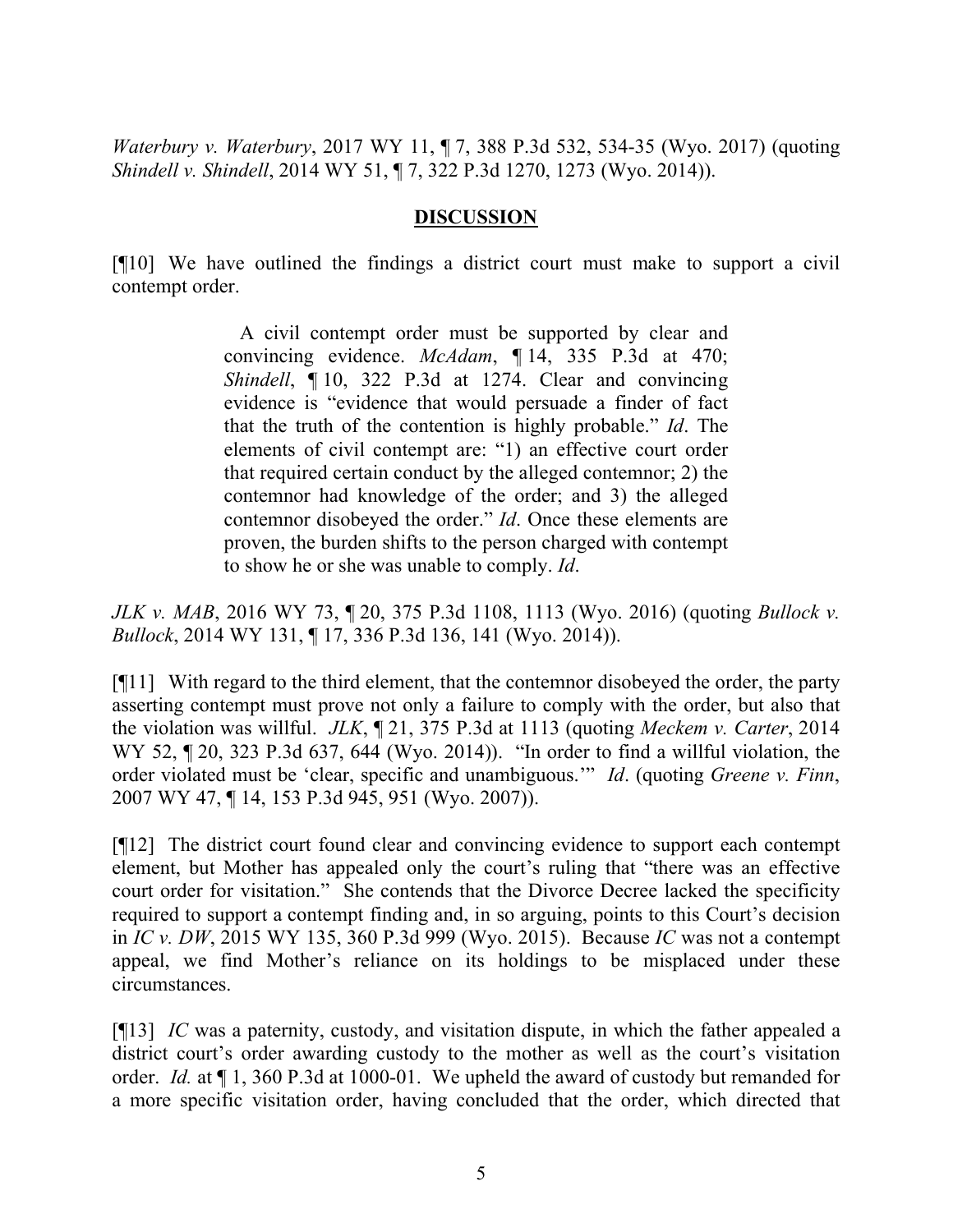*Waterbury v. Waterbury*, 2017 WY 11, ¶ 7, 388 P.3d 532, 534-35 (Wyo. 2017) (quoting *Shindell v. Shindell*, 2014 WY 51, ¶ 7, 322 P.3d 1270, 1273 (Wyo. 2014)).

## DISCUSSION

[¶10] We have outlined the findings a district court must make to support a civil contempt order.

> A civil contempt order must be supported by clear and convincing evidence. *McAdam*, ¶ 14, 335 P.3d at 470; *Shindell*, ¶ 10, 322 P.3d at 1274. Clear and convincing evidence is "evidence that would persuade a finder of fact that the truth of the contention is highly probable." *Id*. The elements of civil contempt are: "1) an effective court order that required certain conduct by the alleged contemnor; 2) the contemnor had knowledge of the order; and 3) the alleged contemnor disobeyed the order." *Id*. Once these elements are proven, the burden shifts to the person charged with contempt to show he or she was unable to comply. *Id*.

*JLK v. MAB*, 2016 WY 73, ¶ 20, 375 P.3d 1108, 1113 (Wyo. 2016) (quoting *Bullock v. Bullock*, 2014 WY 131, ¶ 17, 336 P.3d 136, 141 (Wyo. 2014)).

[¶11] With regard to the third element, that the contemnor disobeyed the order, the party asserting contempt must prove not only a failure to comply with the order, but also that the violation was willful. *JLK*, ¶ 21, 375 P.3d at 1113 (quoting *Meckem v. Carter*, 2014 WY 52, ¶ 20, 323 P.3d 637, 644 (Wyo. 2014)). "In order to find a willful violation, the order violated must be 'clear, specific and unambiguous.'" *Id*. (quoting *Greene v. Finn*, 2007 WY 47, ¶ 14, 153 P.3d 945, 951 (Wyo. 2007)).

[¶12] The district court found clear and convincing evidence to support each contempt element, but Mother has appealed only the court's ruling that "there was an effective court order for visitation." She contends that the Divorce Decree lacked the specificity required to support a contempt finding and, in so arguing, points to this Court's decision in *IC v. DW*, 2015 WY 135, 360 P.3d 999 (Wyo. 2015). Because *IC* was not a contempt appeal, we find Mother's reliance on its holdings to be misplaced under these circumstances.

[¶13] *IC* was a paternity, custody, and visitation dispute, in which the father appealed a district court's order awarding custody to the mother as well as the court's visitation order. *Id.* at ¶ 1, 360 P.3d at 1000-01. We upheld the award of custody but remanded for a more specific visitation order, having concluded that the order, which directed that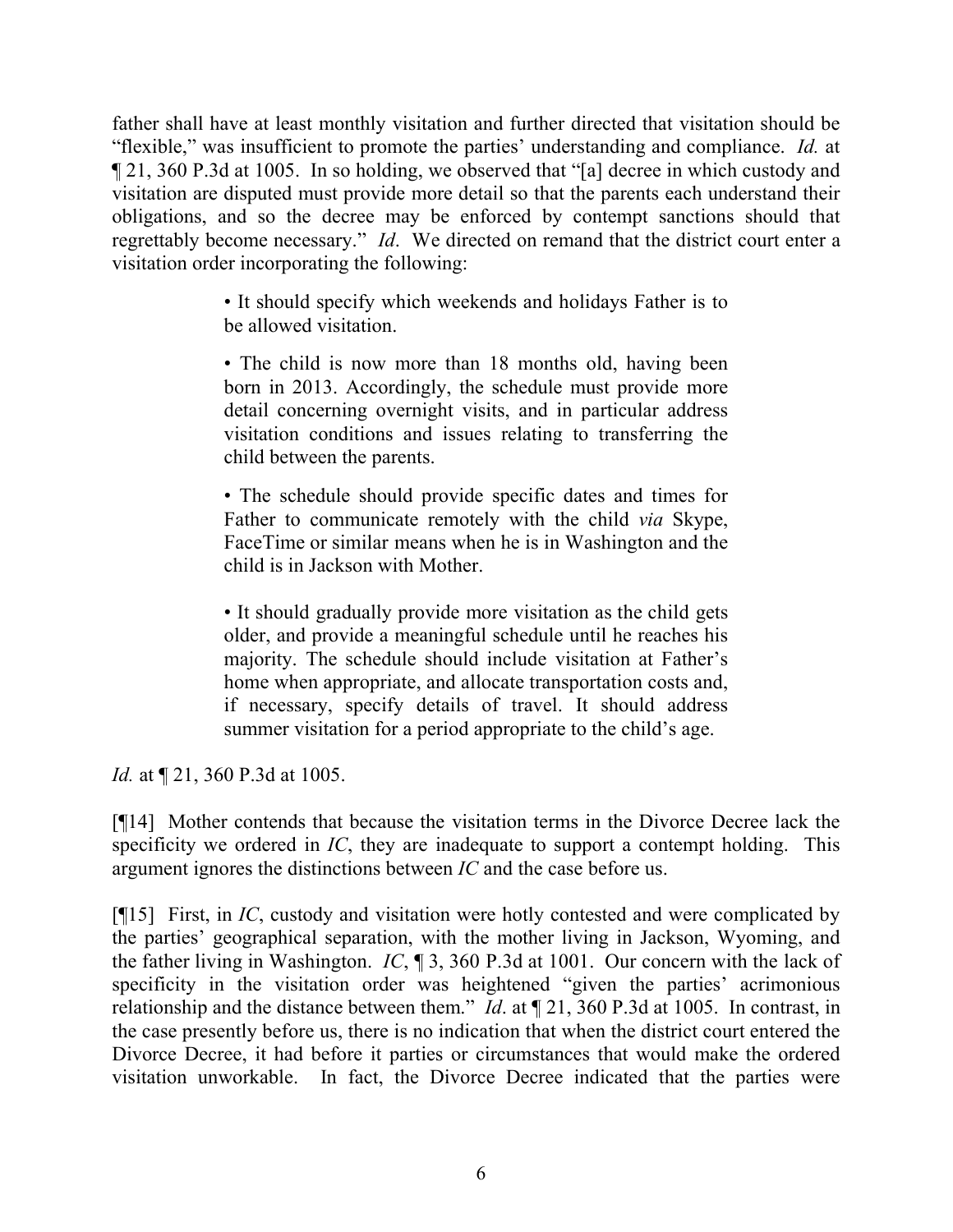father shall have at least monthly visitation and further directed that visitation should be "flexible," was insufficient to promote the parties' understanding and compliance. *Id.* at ¶ 21, 360 P.3d at 1005. In so holding, we observed that "[a] decree in which custody and visitation are disputed must provide more detail so that the parents each understand their obligations, and so the decree may be enforced by contempt sanctions should that regrettably become necessary." *Id*. We directed on remand that the district court enter a visitation order incorporating the following:

> • It should specify which weekends and holidays Father is to be allowed visitation.
>
> • The child is now more than 18 months old, having been born in 2013. Accordingly, the schedule must provide more detail concerning overnight visits, and in particular address visitation conditions and issues relating to transferring the child between the parents.
>
> • The schedule should provide specific dates and times for Father to communicate remotely with the child *via* Skype, FaceTime or similar means when he is in Washington and the child is in Jackson with Mother.
>
> • It should gradually provide more visitation as the child gets older, and provide a meaningful schedule until he reaches his majority. The schedule should include visitation at Father's home when appropriate, and allocate transportation costs and, if necessary, specify details of travel. It should address summer visitation for a period appropriate to the child's age.

*Id.* at ¶ 21, 360 P.3d at 1005.

[¶14] Mother contends that because the visitation terms in the Divorce Decree lack the specificity we ordered in *IC*, they are inadequate to support a contempt holding. This argument ignores the distinctions between *IC* and the case before us.

[¶15] First, in *IC*, custody and visitation were hotly contested and were complicated by the parties' geographical separation, with the mother living in Jackson, Wyoming, and the father living in Washington. *IC*, ¶ 3, 360 P.3d at 1001. Our concern with the lack of specificity in the visitation order was heightened "given the parties' acrimonious relationship and the distance between them." *Id*. at ¶ 21, 360 P.3d at 1005. In contrast, in the case presently before us, there is no indication that when the district court entered the Divorce Decree, it had before it parties or circumstances that would make the ordered visitation unworkable. In fact, the Divorce Decree indicated that the parties were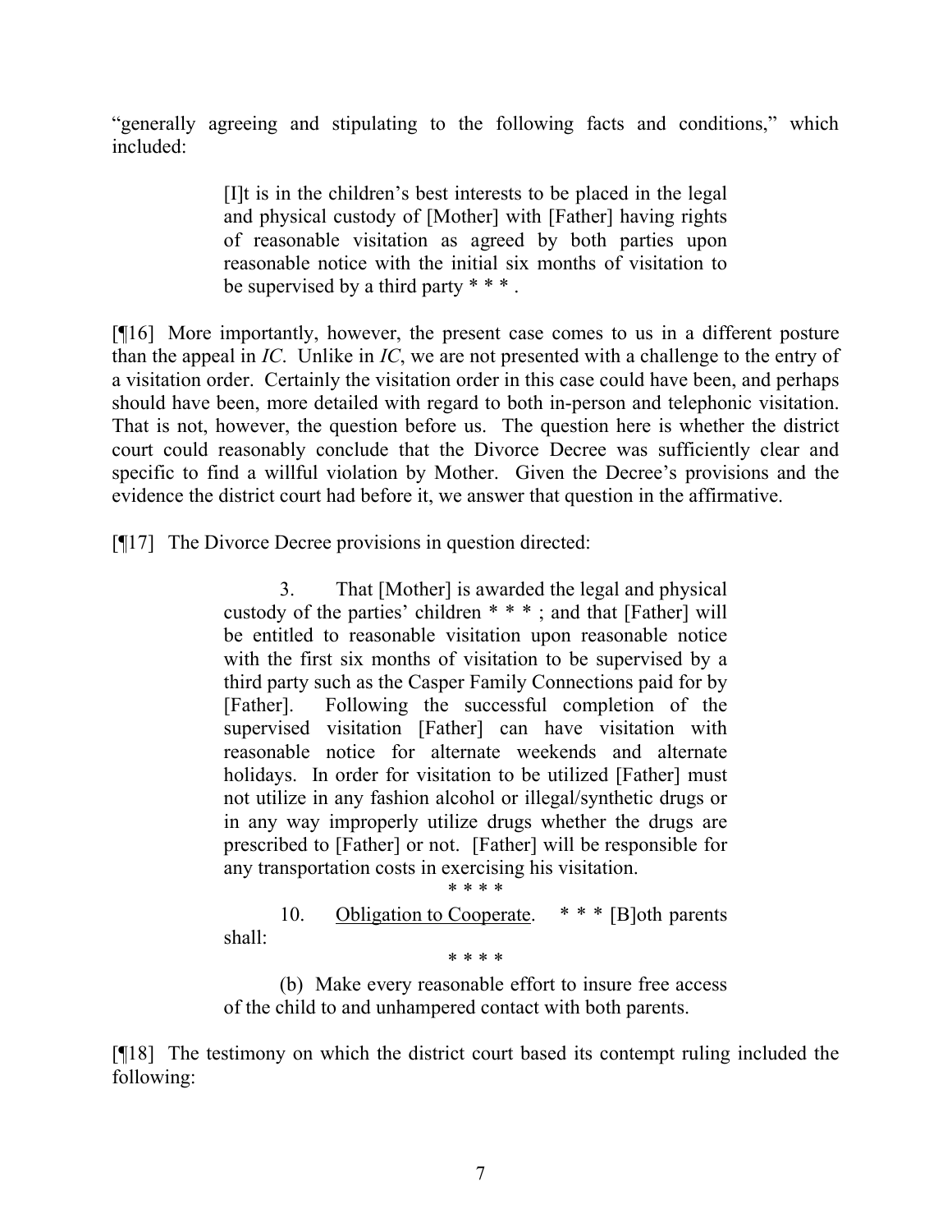"generally agreeing and stipulating to the following facts and conditions," which included:

> [I]t is in the children's best interests to be placed in the legal and physical custody of [Mother] with [Father] having rights of reasonable visitation as agreed by both parties upon reasonable notice with the initial six months of visitation to be supervised by a third party * * * .

[¶16] More importantly, however, the present case comes to us in a different posture than the appeal in *IC*. Unlike in *IC*, we are not presented with a challenge to the entry of a visitation order. Certainly the visitation order in this case could have been, and perhaps should have been, more detailed with regard to both in-person and telephonic visitation. That is not, however, the question before us. The question here is whether the district court could reasonably conclude that the Divorce Decree was sufficiently clear and specific to find a willful violation by Mother. Given the Decree's provisions and the evidence the district court had before it, we answer that question in the affirmative.

[¶17] The Divorce Decree provisions in question directed:

> 3. That [Mother] is awarded the legal and physical custody of the parties' children * * * ; and that [Father] will be entitled to reasonable visitation upon reasonable notice with the first six months of visitation to be supervised by a third party such as the Casper Family Connections paid for by [Father]. Following the successful completion of the supervised visitation [Father] can have visitation with reasonable notice for alternate weekends and alternate holidays. In order for visitation to be utilized [Father] must not utilize in any fashion alcohol or illegal/synthetic drugs or in any way improperly utilize drugs whether the drugs are prescribed to [Father] or not. [Father] will be responsible for any transportation costs in exercising his visitation.
>
> \* \* \* \*
>
> 10. <u>Obligation to Cooperate</u>. * * * [B]oth parents shall:
>
> \* \* \* \*
>
> (b) Make every reasonable effort to insure free access of the child to and unhampered contact with both parents.

[¶18] The testimony on which the district court based its contempt ruling included the following: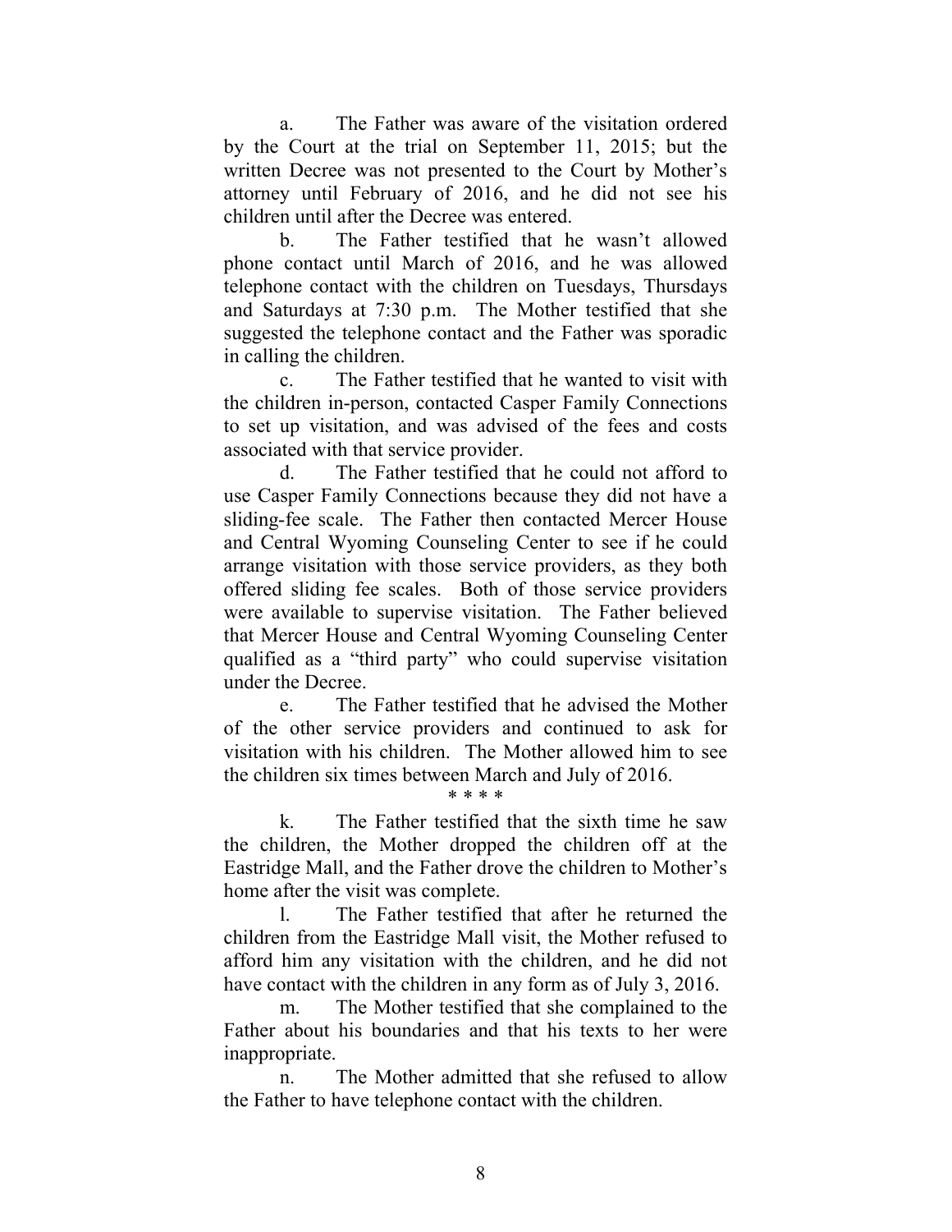a. The Father was aware of the visitation ordered by the Court at the trial on September 11, 2015; but the written Decree was not presented to the Court by Mother's attorney until February of 2016, and he did not see his children until after the Decree was entered.

b. The Father testified that he wasn't allowed phone contact until March of 2016, and he was allowed telephone contact with the children on Tuesdays, Thursdays and Saturdays at 7:30 p.m. The Mother testified that she suggested the telephone contact and the Father was sporadic in calling the children.

c. The Father testified that he wanted to visit with the children in-person, contacted Casper Family Connections to set up visitation, and was advised of the fees and costs associated with that service provider.

d. The Father testified that he could not afford to use Casper Family Connections because they did not have a sliding-fee scale. The Father then contacted Mercer House and Central Wyoming Counseling Center to see if he could arrange visitation with those service providers, as they both offered sliding fee scales. Both of those service providers were available to supervise visitation. The Father believed that Mercer House and Central Wyoming Counseling Center qualified as a "third party" who could supervise visitation under the Decree.

e. The Father testified that he advised the Mother of the other service providers and continued to ask for visitation with his children. The Mother allowed him to see the children six times between March and July of 2016.

\* \* \* \*

k. The Father testified that the sixth time he saw the children, the Mother dropped the children off at the Eastridge Mall, and the Father drove the children to Mother's home after the visit was complete.

l. The Father testified that after he returned the children from the Eastridge Mall visit, the Mother refused to afford him any visitation with the children, and he did not have contact with the children in any form as of July 3, 2016.

m. The Mother testified that she complained to the Father about his boundaries and that his texts to her were inappropriate.

n. The Mother admitted that she refused to allow the Father to have telephone contact with the children.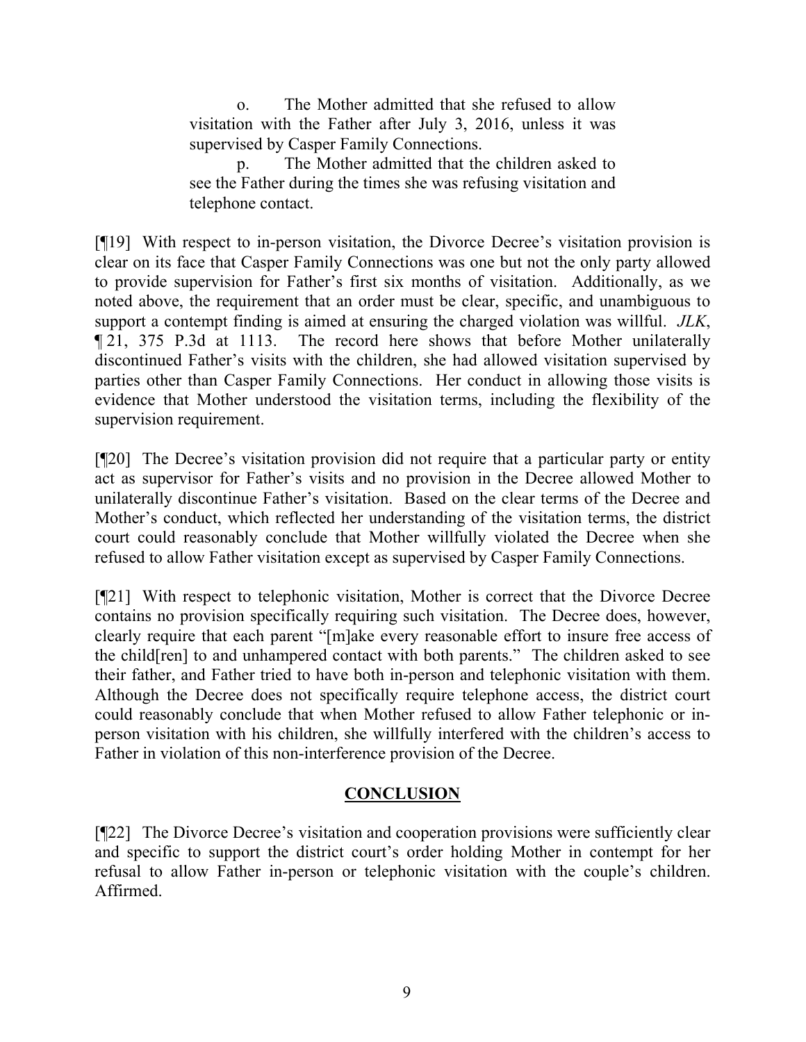> o. The Mother admitted that she refused to allow visitation with the Father after July 3, 2016, unless it was supervised by Casper Family Connections.
>
> p. The Mother admitted that the children asked to see the Father during the times she was refusing visitation and telephone contact.

[¶19] With respect to in-person visitation, the Divorce Decree's visitation provision is clear on its face that Casper Family Connections was one but not the only party allowed to provide supervision for Father's first six months of visitation. Additionally, as we noted above, the requirement that an order must be clear, specific, and unambiguous to support a contempt finding is aimed at ensuring the charged violation was willful. *JLK*, ¶ 21, 375 P.3d at 1113. The record here shows that before Mother unilaterally discontinued Father's visits with the children, she had allowed visitation supervised by parties other than Casper Family Connections. Her conduct in allowing those visits is evidence that Mother understood the visitation terms, including the flexibility of the supervision requirement.

[¶20] The Decree's visitation provision did not require that a particular party or entity act as supervisor for Father's visits and no provision in the Decree allowed Mother to unilaterally discontinue Father's visitation. Based on the clear terms of the Decree and Mother's conduct, which reflected her understanding of the visitation terms, the district court could reasonably conclude that Mother willfully violated the Decree when she refused to allow Father visitation except as supervised by Casper Family Connections.

[¶21] With respect to telephonic visitation, Mother is correct that the Divorce Decree contains no provision specifically requiring such visitation. The Decree does, however, clearly require that each parent "[m]ake every reasonable effort to insure free access of the child[ren] to and unhampered contact with both parents." The children asked to see their father, and Father tried to have both in-person and telephonic visitation with them. Although the Decree does not specifically require telephone access, the district court could reasonably conclude that when Mother refused to allow Father telephonic or in-person visitation with his children, she willfully interfered with the children's access to Father in violation of this non-interference provision of the Decree.

## CONCLUSION

[¶22] The Divorce Decree's visitation and cooperation provisions were sufficiently clear and specific to support the district court's order holding Mother in contempt for her refusal to allow Father in-person or telephonic visitation with the couple's children. Affirmed.